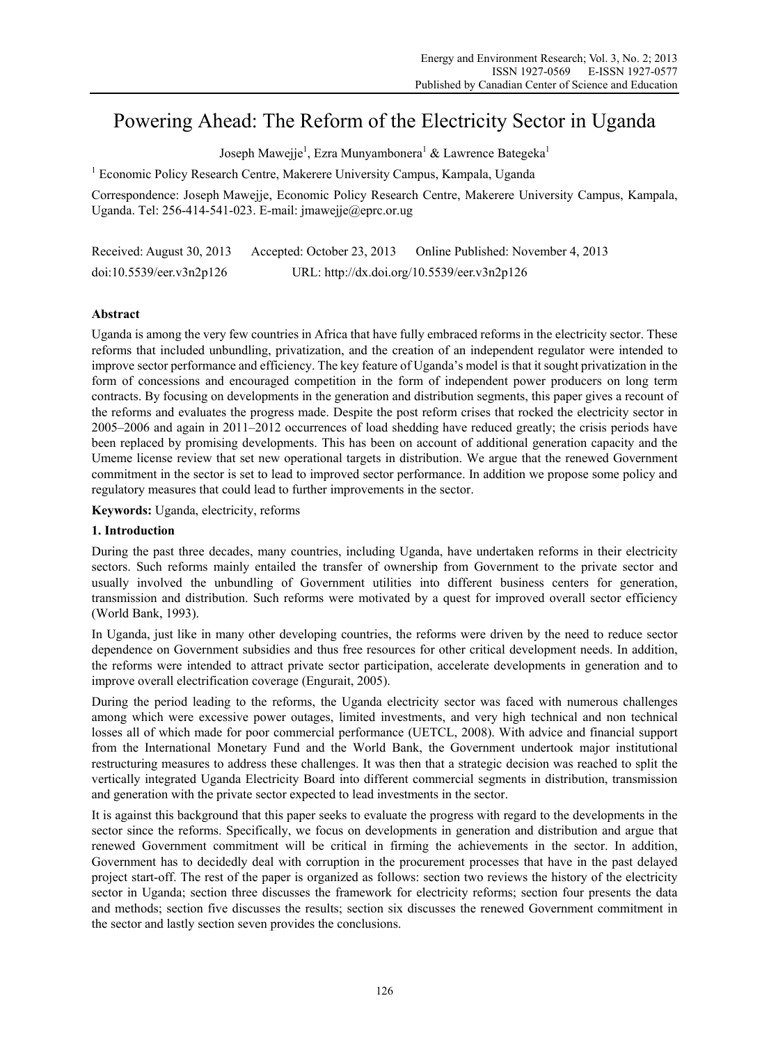# Powering Ahead: The Reform of the Electricity Sector in Uganda

Joseph Mawejje[1], Ezra Munyambonera[1] & Lawrence Bategeka[1]

[1] Economic Policy Research Centre, Makerere University Campus, Kampala, Uganda

Correspondence: Joseph Mawejje, Economic Policy Research Centre, Makerere University Campus, Kampala, Uganda. Tel: 256-414-541-023. E-mail: jmawejje@eprc.or.ug

Received: August 30, 2013 Accepted: October 23, 2013 Online Published: November 4, 2013

doi:10.5539/eer.v3n2p126 URL: http://dx.doi.org/10.5539/eer.v3n2p126

## Abstract

Uganda is among the very few countries in Africa that have fully embraced reforms in the electricity sector. These reforms that included unbundling, privatization, and the creation of an independent regulator were intended to improve sector performance and efficiency. The key feature of Uganda's model is that it sought privatization in the form of concessions and encouraged competition in the form of independent power producers on long term contracts. By focusing on developments in the generation and distribution segments, this paper gives a recount of the reforms and evaluates the progress made. Despite the post reform crises that rocked the electricity sector in 2005–2006 and again in 2011–2012 occurrences of load shedding have reduced greatly; the crisis periods have been replaced by promising developments. This has been on account of additional generation capacity and the Umeme license review that set new operational targets in distribution. We argue that the renewed Government commitment in the sector is set to lead to improved sector performance. In addition we propose some policy and regulatory measures that could lead to further improvements in the sector.

**Keywords:** Uganda, electricity, reforms

## 1. Introduction

During the past three decades, many countries, including Uganda, have undertaken reforms in their electricity sectors. Such reforms mainly entailed the transfer of ownership from Government to the private sector and usually involved the unbundling of Government utilities into different business centers for generation, transmission and distribution. Such reforms were motivated by a quest for improved overall sector efficiency (World Bank, 1993).

In Uganda, just like in many other developing countries, the reforms were driven by the need to reduce sector dependence on Government subsidies and thus free resources for other critical development needs. In addition, the reforms were intended to attract private sector participation, accelerate developments in generation and to improve overall electrification coverage (Engurait, 2005).

During the period leading to the reforms, the Uganda electricity sector was faced with numerous challenges among which were excessive power outages, limited investments, and very high technical and non technical losses all of which made for poor commercial performance (UETCL, 2008). With advice and financial support from the International Monetary Fund and the World Bank, the Government undertook major institutional restructuring measures to address these challenges. It was then that a strategic decision was reached to split the vertically integrated Uganda Electricity Board into different commercial segments in distribution, transmission and generation with the private sector expected to lead investments in the sector.

It is against this background that this paper seeks to evaluate the progress with regard to the developments in the sector since the reforms. Specifically, we focus on developments in generation and distribution and argue that renewed Government commitment will be critical in firming the achievements in the sector. In addition, Government has to decidedly deal with corruption in the procurement processes that have in the past delayed project start-off. The rest of the paper is organized as follows: section two reviews the history of the electricity sector in Uganda; section three discusses the framework for electricity reforms; section four presents the data and methods; section five discusses the results; section six discusses the renewed Government commitment in the sector and lastly section seven provides the conclusions.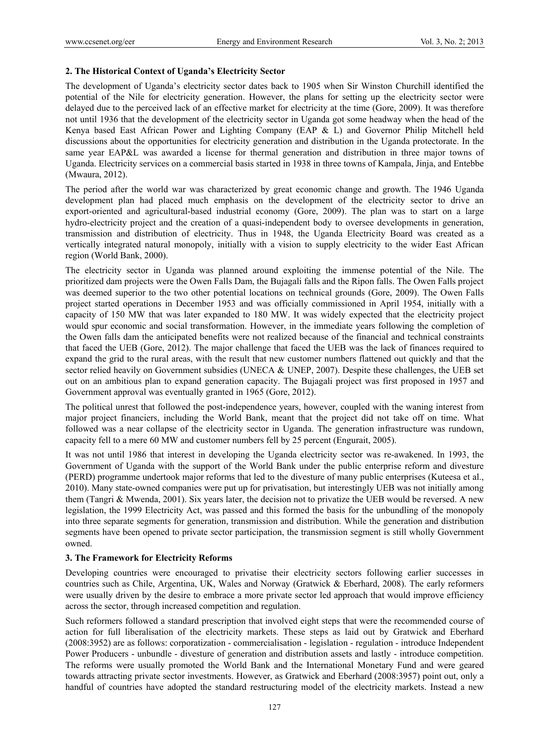## 2. The Historical Context of Uganda's Electricity Sector

The development of Uganda's electricity sector dates back to 1905 when Sir Winston Churchill identified the potential of the Nile for electricity generation. However, the plans for setting up the electricity sector were delayed due to the perceived lack of an effective market for electricity at the time (Gore, 2009). It was therefore not until 1936 that the development of the electricity sector in Uganda got some headway when the head of the Kenya based East African Power and Lighting Company (EAP & L) and Governor Philip Mitchell held discussions about the opportunities for electricity generation and distribution in the Uganda protectorate. In the same year EAP&L was awarded a license for thermal generation and distribution in three major towns of Uganda. Electricity services on a commercial basis started in 1938 in three towns of Kampala, Jinja, and Entebbe (Mwaura, 2012).

The period after the world war was characterized by great economic change and growth. The 1946 Uganda development plan had placed much emphasis on the development of the electricity sector to drive an export-oriented and agricultural-based industrial economy (Gore, 2009). The plan was to start on a large hydro-electricity project and the creation of a quasi-independent body to oversee developments in generation, transmission and distribution of electricity. Thus in 1948, the Uganda Electricity Board was created as a vertically integrated natural monopoly, initially with a vision to supply electricity to the wider East African region (World Bank, 2000).

The electricity sector in Uganda was planned around exploiting the immense potential of the Nile. The prioritized dam projects were the Owen Falls Dam, the Bujagali falls and the Ripon falls. The Owen Falls project was deemed superior to the two other potential locations on technical grounds (Gore, 2009). The Owen Falls project started operations in December 1953 and was officially commissioned in April 1954, initially with a capacity of 150 MW that was later expanded to 180 MW. It was widely expected that the electricity project would spur economic and social transformation. However, in the immediate years following the completion of the Owen falls dam the anticipated benefits were not realized because of the financial and technical constraints that faced the UEB (Gore, 2012). The major challenge that faced the UEB was the lack of finances required to expand the grid to the rural areas, with the result that new customer numbers flattened out quickly and that the sector relied heavily on Government subsidies (UNECA & UNEP, 2007). Despite these challenges, the UEB set out on an ambitious plan to expand generation capacity. The Bujagali project was first proposed in 1957 and Government approval was eventually granted in 1965 (Gore, 2012).

The political unrest that followed the post-independence years, however, coupled with the waning interest from major project financiers, including the World Bank, meant that the project did not take off on time. What followed was a near collapse of the electricity sector in Uganda. The generation infrastructure was rundown, capacity fell to a mere 60 MW and customer numbers fell by 25 percent (Engurait, 2005).

It was not until 1986 that interest in developing the Uganda electricity sector was re-awakened. In 1993, the Government of Uganda with the support of the World Bank under the public enterprise reform and divesture (PERD) programme undertook major reforms that led to the divesture of many public enterprises (Kuteesa et al., 2010). Many state-owned companies were put up for privatisation, but interestingly UEB was not initially among them (Tangri & Mwenda, 2001). Six years later, the decision not to privatize the UEB would be reversed. A new legislation, the 1999 Electricity Act, was passed and this formed the basis for the unbundling of the monopoly into three separate segments for generation, transmission and distribution. While the generation and distribution segments have been opened to private sector participation, the transmission segment is still wholly Government owned.

## 3. The Framework for Electricity Reforms

Developing countries were encouraged to privatise their electricity sectors following earlier successes in countries such as Chile, Argentina, UK, Wales and Norway (Gratwick & Eberhard, 2008). The early reformers were usually driven by the desire to embrace a more private sector led approach that would improve efficiency across the sector, through increased competition and regulation.

Such reformers followed a standard prescription that involved eight steps that were the recommended course of action for full liberalisation of the electricity markets. These steps as laid out by Gratwick and Eberhard (2008:3952) are as follows: corporatization - commercialisation - legislation - regulation - introduce Independent Power Producers - unbundle - divesture of generation and distribution assets and lastly - introduce competition. The reforms were usually promoted the World Bank and the International Monetary Fund and were geared towards attracting private sector investments. However, as Gratwick and Eberhard (2008:3957) point out, only a handful of countries have adopted the standard restructuring model of the electricity markets. Instead a new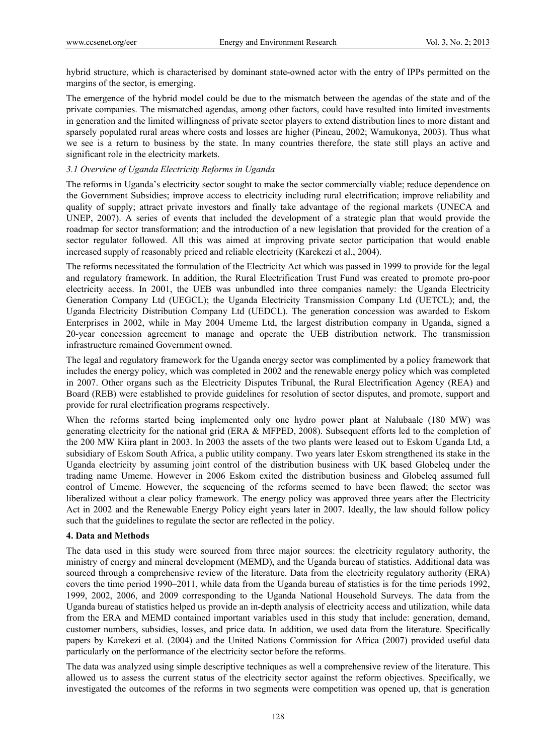hybrid structure, which is characterised by dominant state-owned actor with the entry of IPPs permitted on the margins of the sector, is emerging.

The emergence of the hybrid model could be due to the mismatch between the agendas of the state and of the private companies. The mismatched agendas, among other factors, could have resulted into limited investments in generation and the limited willingness of private sector players to extend distribution lines to more distant and sparsely populated rural areas where costs and losses are higher (Pineau, 2002; Wamukonya, 2003). Thus what we see is a return to business by the state. In many countries therefore, the state still plays an active and significant role in the electricity markets.

### *3.1 Overview of Uganda Electricity Reforms in Uganda*

The reforms in Uganda's electricity sector sought to make the sector commercially viable; reduce dependence on the Government Subsidies; improve access to electricity including rural electrification; improve reliability and quality of supply; attract private investors and finally take advantage of the regional markets (UNECA and UNEP, 2007). A series of events that included the development of a strategic plan that would provide the roadmap for sector transformation; and the introduction of a new legislation that provided for the creation of a sector regulator followed. All this was aimed at improving private sector participation that would enable increased supply of reasonably priced and reliable electricity (Karekezi et al., 2004).

The reforms necessitated the formulation of the Electricity Act which was passed in 1999 to provide for the legal and regulatory framework. In addition, the Rural Electrification Trust Fund was created to promote pro-poor electricity access. In 2001, the UEB was unbundled into three companies namely: the Uganda Electricity Generation Company Ltd (UEGCL); the Uganda Electricity Transmission Company Ltd (UETCL); and, the Uganda Electricity Distribution Company Ltd (UEDCL). The generation concession was awarded to Eskom Enterprises in 2002, while in May 2004 Umeme Ltd, the largest distribution company in Uganda, signed a 20-year concession agreement to manage and operate the UEB distribution network. The transmission infrastructure remained Government owned.

The legal and regulatory framework for the Uganda energy sector was complimented by a policy framework that includes the energy policy, which was completed in 2002 and the renewable energy policy which was completed in 2007. Other organs such as the Electricity Disputes Tribunal, the Rural Electrification Agency (REA) and Board (REB) were established to provide guidelines for resolution of sector disputes, and promote, support and provide for rural electrification programs respectively.

When the reforms started being implemented only one hydro power plant at Nalubaale (180 MW) was generating electricity for the national grid (ERA & MFPED, 2008). Subsequent efforts led to the completion of the 200 MW Kiira plant in 2003. In 2003 the assets of the two plants were leased out to Eskom Uganda Ltd, a subsidiary of Eskom South Africa, a public utility company. Two years later Eskom strengthened its stake in the Uganda electricity by assuming joint control of the distribution business with UK based Globeleq under the trading name Umeme. However in 2006 Eskom exited the distribution business and Globeleq assumed full control of Umeme. However, the sequencing of the reforms seemed to have been flawed; the sector was liberalized without a clear policy framework. The energy policy was approved three years after the Electricity Act in 2002 and the Renewable Energy Policy eight years later in 2007. Ideally, the law should follow policy such that the guidelines to regulate the sector are reflected in the policy.

## 4. Data and Methods

The data used in this study were sourced from three major sources: the electricity regulatory authority, the ministry of energy and mineral development (MEMD), and the Uganda bureau of statistics. Additional data was sourced through a comprehensive review of the literature. Data from the electricity regulatory authority (ERA) covers the time period 1990–2011, while data from the Uganda bureau of statistics is for the time periods 1992, 1999, 2002, 2006, and 2009 corresponding to the Uganda National Household Surveys. The data from the Uganda bureau of statistics helped us provide an in-depth analysis of electricity access and utilization, while data from the ERA and MEMD contained important variables used in this study that include: generation, demand, customer numbers, subsidies, losses, and price data. In addition, we used data from the literature. Specifically papers by Karekezi et al. (2004) and the United Nations Commission for Africa (2007) provided useful data particularly on the performance of the electricity sector before the reforms.

The data was analyzed using simple descriptive techniques as well a comprehensive review of the literature. This allowed us to assess the current status of the electricity sector against the reform objectives. Specifically, we investigated the outcomes of the reforms in two segments were competition was opened up, that is generation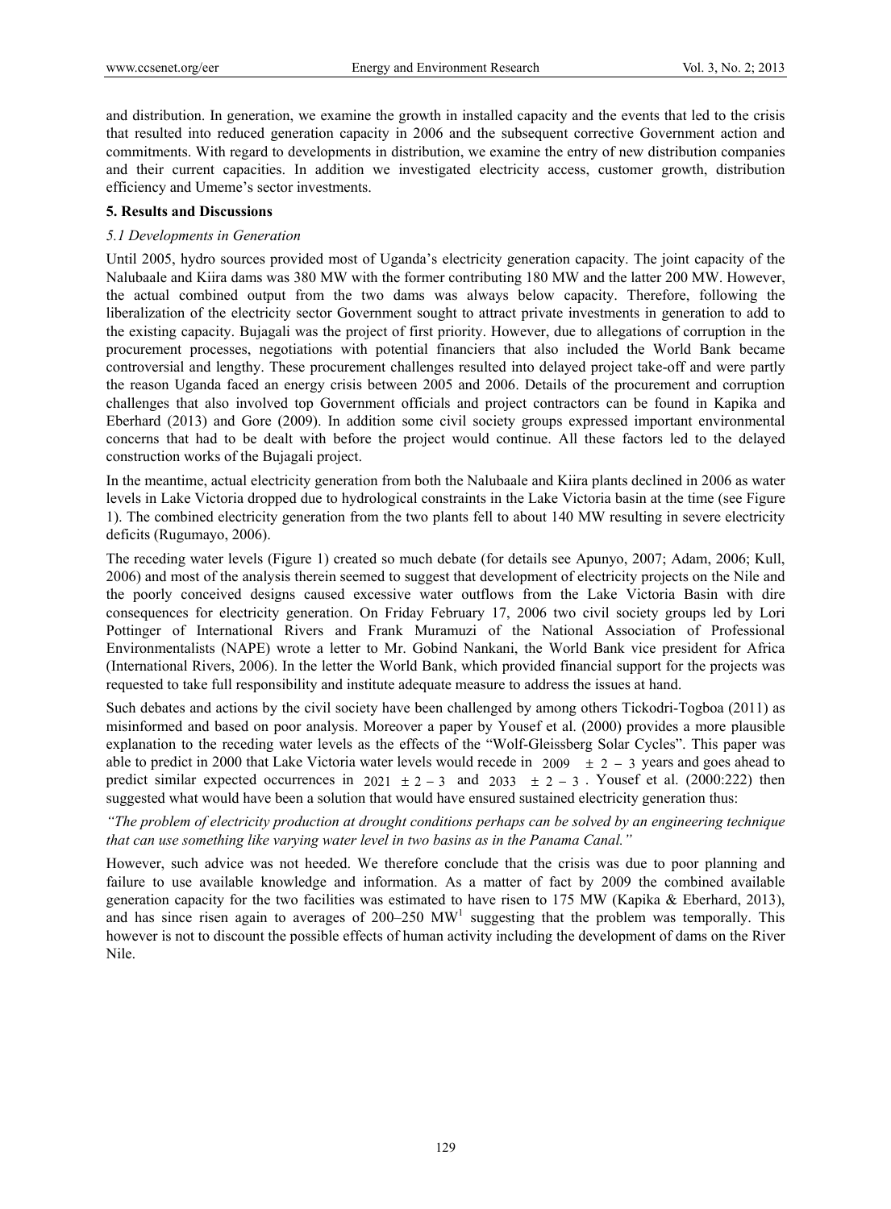and distribution. In generation, we examine the growth in installed capacity and the events that led to the crisis that resulted into reduced generation capacity in 2006 and the subsequent corrective Government action and commitments. With regard to developments in distribution, we examine the entry of new distribution companies and their current capacities. In addition we investigated electricity access, customer growth, distribution efficiency and Umeme's sector investments.

## 5. Results and Discussions

### *5.1 Developments in Generation*

Until 2005, hydro sources provided most of Uganda's electricity generation capacity. The joint capacity of the Nalubaale and Kiira dams was 380 MW with the former contributing 180 MW and the latter 200 MW. However, the actual combined output from the two dams was always below capacity. Therefore, following the liberalization of the electricity sector Government sought to attract private investments in generation to add to the existing capacity. Bujagali was the project of first priority. However, due to allegations of corruption in the procurement processes, negotiations with potential financiers that also included the World Bank became controversial and lengthy. These procurement challenges resulted into delayed project take-off and were partly the reason Uganda faced an energy crisis between 2005 and 2006. Details of the procurement and corruption challenges that also involved top Government officials and project contractors can be found in Kapika and Eberhard (2013) and Gore (2009). In addition some civil society groups expressed important environmental concerns that had to be dealt with before the project would continue. All these factors led to the delayed construction works of the Bujagali project.

In the meantime, actual electricity generation from both the Nalubaale and Kiira plants declined in 2006 as water levels in Lake Victoria dropped due to hydrological constraints in the Lake Victoria basin at the time (see Figure 1). The combined electricity generation from the two plants fell to about 140 MW resulting in severe electricity deficits (Rugumayo, 2006).

The receding water levels (Figure 1) created so much debate (for details see Apunyo, 2007; Adam, 2006; Kull, 2006) and most of the analysis therein seemed to suggest that development of electricity projects on the Nile and the poorly conceived designs caused excessive water outflows from the Lake Victoria Basin with dire consequences for electricity generation. On Friday February 17, 2006 two civil society groups led by Lori Pottinger of International Rivers and Frank Muramuzi of the National Association of Professional Environmentalists (NAPE) wrote a letter to Mr. Gobind Nankani, the World Bank vice president for Africa (International Rivers, 2006). In the letter the World Bank, which provided financial support for the projects was requested to take full responsibility and institute adequate measure to address the issues at hand.

Such debates and actions by the civil society have been challenged by among others Tickodri-Togboa (2011) as misinformed and based on poor analysis. Moreover a paper by Yousef et al. (2000) provides a more plausible explanation to the receding water levels as the effects of the "Wolf-Gleissberg Solar Cycles". This paper was able to predict in 2000 that Lake Victoria water levels would recede in $2009 \pm 2-3$ years and goes ahead to predict similar expected occurrences in $2021 \pm 2-3$ and $2033 \pm 2-3$. Yousef et al. (2000:222) then suggested what would have been a solution that would have ensured sustained electricity generation thus:

*"The problem of electricity production at drought conditions perhaps can be solved by an engineering technique that can use something like varying water level in two basins as in the Panama Canal."*

However, such advice was not heeded. We therefore conclude that the crisis was due to poor planning and failure to use available knowledge and information. As a matter of fact by 2009 the combined available generation capacity for the two facilities was estimated to have risen to 175 MW (Kapika & Eberhard, 2013), and has since risen again to averages of 200–250 MW[1] suggesting that the problem was temporally. This however is not to discount the possible effects of human activity including the development of dams on the River Nile.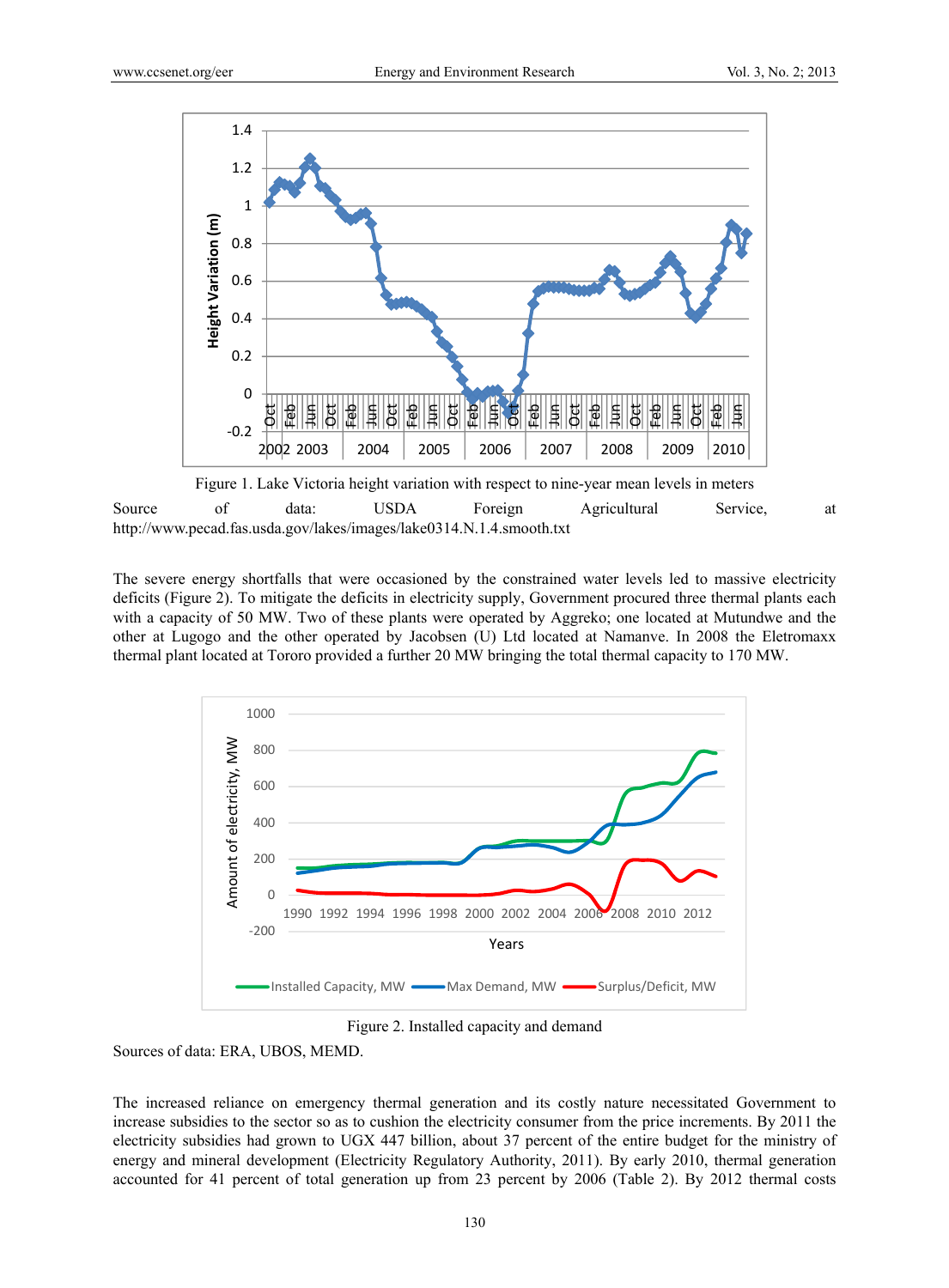Figure 1. Lake Victoria height variation with respect to nine-year mean levels in meters

Source of data: USDA Foreign Agricultural Service, at http://www.pecad.fas.usda.gov/lakes/images/lake0314.N.1.4.smooth.txt

The severe energy shortfalls that were occasioned by the constrained water levels led to massive electricity deficits (Figure 2). To mitigate the deficits in electricity supply, Government procured three thermal plants each with a capacity of 50 MW. Two of these plants were operated by Aggreko; one located at Mutundwe and the other at Lugogo and the other operated by Jacobsen (U) Ltd located at Namanve. In 2008 the Eletromaxx thermal plant located at Tororo provided a further 20 MW bringing the total thermal capacity to 170 MW.

Figure 2. Installed capacity and demand

Sources of data: ERA, UBOS, MEMD.

The increased reliance on emergency thermal generation and its costly nature necessitated Government to increase subsidies to the sector so as to cushion the electricity consumer from the price increments. By 2011 the electricity subsidies had grown to UGX 447 billion, about 37 percent of the entire budget for the ministry of energy and mineral development (Electricity Regulatory Authority, 2011). By early 2010, thermal generation accounted for 41 percent of total generation up from 23 percent by 2006 (Table 2). By 2012 thermal costs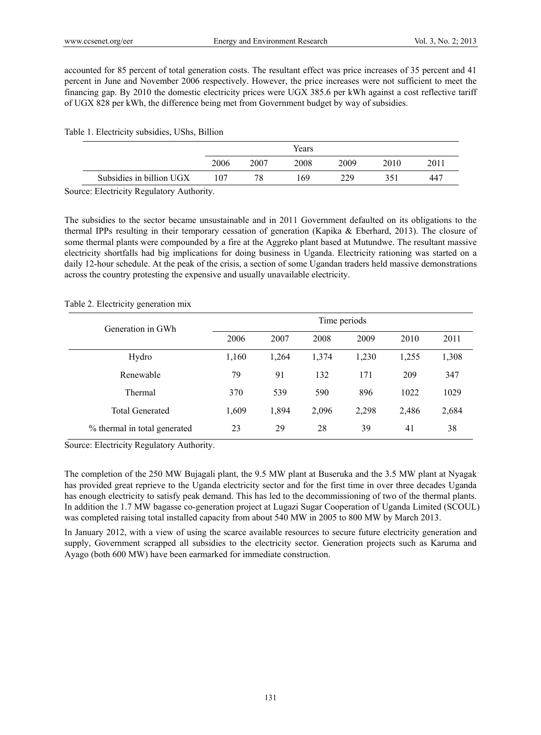accounted for 85 percent of total generation costs. The resultant effect was price increases of 35 percent and 41 percent in June and November 2006 respectively. However, the price increases were not sufficient to meet the financing gap. By 2010 the domestic electricity prices were UGX 385.6 per kWh against a cost reflective tariff of UGX 828 per kWh, the difference being met from Government budget by way of subsidies.

Table 1. Electricity subsidies, UShs, Billion

| | Years | | | | | |
|---|---|---|---|---|---|---|
| | 2006 | 2007 | 2008 | 2009 | 2010 | 2011 |
| Subsidies in billion UGX | 107 | 78 | 169 | 229 | 351 | 447 |

Source: Electricity Regulatory Authority.

The subsidies to the sector became unsustainable and in 2011 Government defaulted on its obligations to the thermal IPPs resulting in their temporary cessation of generation (Kapika & Eberhard, 2013). The closure of some thermal plants were compounded by a fire at the Aggreko plant based at Mutundwe. The resultant massive electricity shortfalls had big implications for doing business in Uganda. Electricity rationing was started on a daily 12-hour schedule. At the peak of the crisis, a section of some Ugandan traders held massive demonstrations across the country protesting the expensive and usually unavailable electricity.

Table 2. Electricity generation mix

| Generation in GWh | Time periods | | | | | |
|---|---|---|---|---|---|---|
| | 2006 | 2007 | 2008 | 2009 | 2010 | 2011 |
| Hydro | 1,160 | 1,264 | 1,374 | 1,230 | 1,255 | 1,308 |
| Renewable | 79 | 91 | 132 | 171 | 209 | 347 |
| Thermal | 370 | 539 | 590 | 896 | 1022 | 1029 |
| Total Generated | 1,609 | 1,894 | 2,096 | 2,298 | 2,486 | 2,684 |
| % thermal in total generated | 23 | 29 | 28 | 39 | 41 | 38 |

Source: Electricity Regulatory Authority.

The completion of the 250 MW Bujagali plant, the 9.5 MW plant at Buseruka and the 3.5 MW plant at Nyagak has provided great reprieve to the Uganda electricity sector and for the first time in over three decades Uganda has enough electricity to satisfy peak demand. This has led to the decommissioning of two of the thermal plants. In addition the 1.7 MW bagasse co-generation project at Lugazi Sugar Cooperation of Uganda Limited (SCOUL) was completed raising total installed capacity from about 540 MW in 2005 to 800 MW by March 2013.

In January 2012, with a view of using the scarce available resources to secure future electricity generation and supply, Government scrapped all subsidies to the electricity sector. Generation projects such as Karuma and Ayago (both 600 MW) have been earmarked for immediate construction.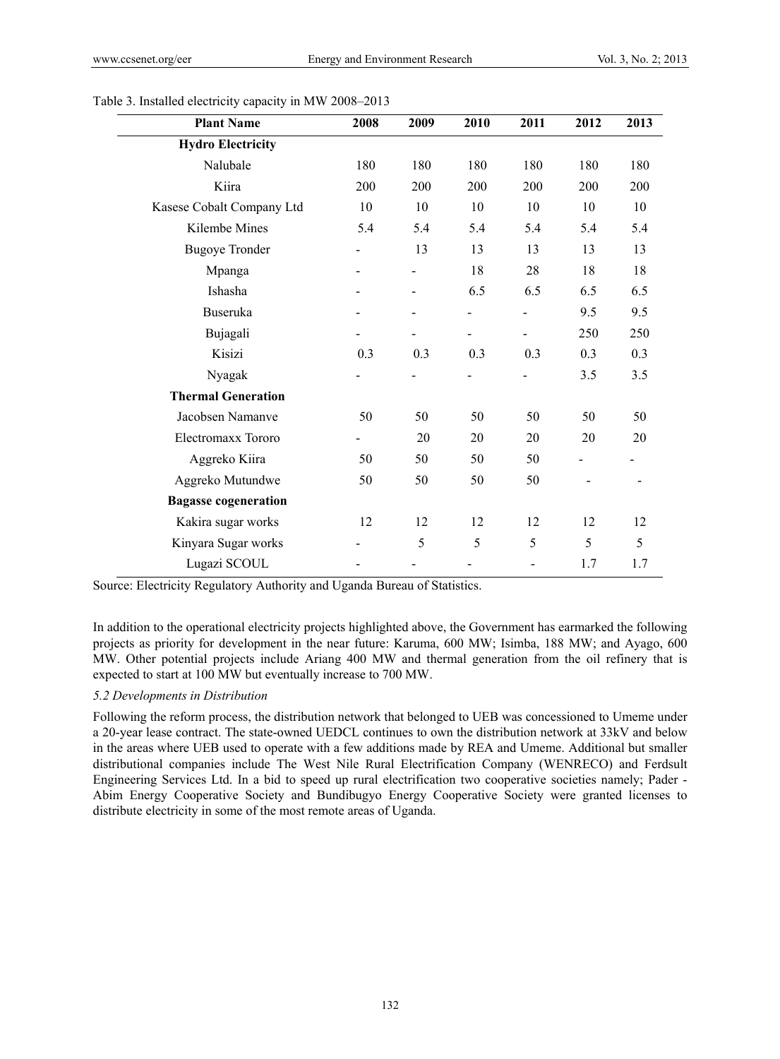Table 3. Installed electricity capacity in MW 2008–2013

| Plant Name | 2008 | 2009 | 2010 | 2011 | 2012 | 2013 |
|---|---|---|---|---|---|---|
| **Hydro Electricity** | | | | | | |
| Nalubale | 180 | 180 | 180 | 180 | 180 | 180 |
| Kiira | 200 | 200 | 200 | 200 | 200 | 200 |
| Kasese Cobalt Company Ltd | 10 | 10 | 10 | 10 | 10 | 10 |
| Kilembe Mines | 5.4 | 5.4 | 5.4 | 5.4 | 5.4 | 5.4 |
| Bugoye Tronder | - | 13 | 13 | 13 | 13 | 13 |
| Mpanga | - | - | 18 | 28 | 18 | 18 |
| Ishasha | - | - | 6.5 | 6.5 | 6.5 | 6.5 |
| Buseruka | - | - | - | - | 9.5 | 9.5 |
| Bujagali | - | - | - | - | 250 | 250 |
| Kisizi | 0.3 | 0.3 | 0.3 | 0.3 | 0.3 | 0.3 |
| Nyagak | - | - | - | - | 3.5 | 3.5 |
| **Thermal Generation** | | | | | | |
| Jacobsen Namanve | 50 | 50 | 50 | 50 | 50 | 50 |
| Electromaxx Tororo | - | 20 | 20 | 20 | 20 | 20 |
| Aggreko Kiira | 50 | 50 | 50 | 50 | - | - |
| Aggreko Mutundwe | 50 | 50 | 50 | 50 | - | - |
| **Bagasse cogeneration** | | | | | | |
| Kakira sugar works | 12 | 12 | 12 | 12 | 12 | 12 |
| Kinyara Sugar works | - | 5 | 5 | 5 | 5 | 5 |
| Lugazi SCOUL | - | - | - | - | 1.7 | 1.7 |

Source: Electricity Regulatory Authority and Uganda Bureau of Statistics.

In addition to the operational electricity projects highlighted above, the Government has earmarked the following projects as priority for development in the near future: Karuma, 600 MW; Isimba, 188 MW; and Ayago, 600 MW. Other potential projects include Ariang 400 MW and thermal generation from the oil refinery that is expected to start at 100 MW but eventually increase to 700 MW.

*5.2 Developments in Distribution*

Following the reform process, the distribution network that belonged to UEB was concessioned to Umeme under a 20-year lease contract. The state-owned UEDCL continues to own the distribution network at 33kV and below in the areas where UEB used to operate with a few additions made by REA and Umeme. Additional but smaller distributional companies include The West Nile Rural Electrification Company (WENRECO) and Ferdsult Engineering Services Ltd. In a bid to speed up rural electrification two cooperative societies namely; Pader - Abim Energy Cooperative Society and Bundibugyo Energy Cooperative Society were granted licenses to distribute electricity in some of the most remote areas of Uganda.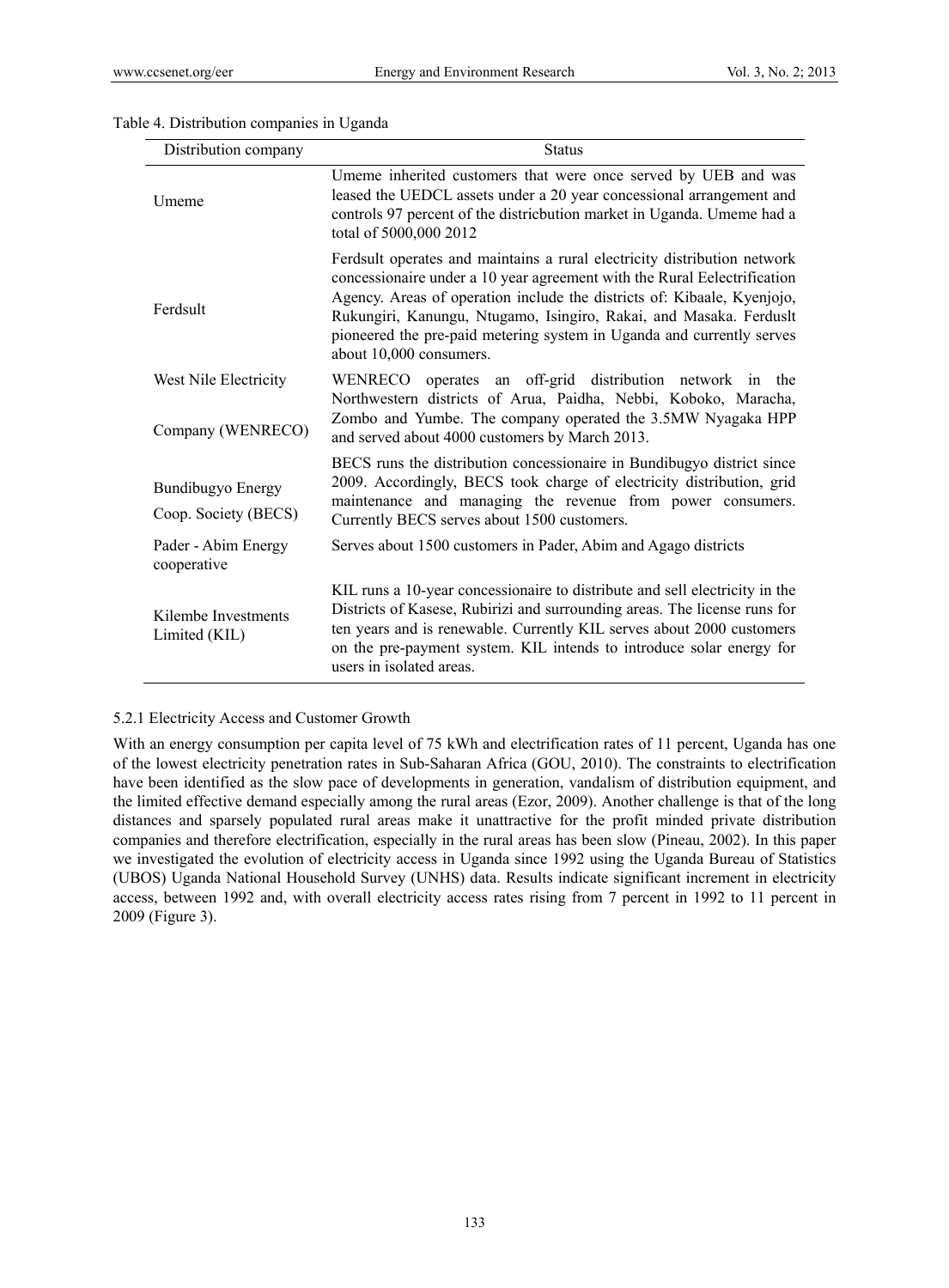Table 4. Distribution companies in Uganda

| Distribution company | Status |
| --- | --- |
| Umeme | Umeme inherited customers that were once served by UEB and was leased the UEDCL assets under a 20 year concessional arrangement and controls 97 percent of the districbution market in Uganda. Umeme had a total of 5000,000 2012 |
| Ferdsult | Ferdsult operates and maintains a rural electricity distribution network concessionaire under a 10 year agreement with the Rural Eelectrification Agency. Areas of operation include the districts of: Kibaale, Kyenjojo, Rukungiri, Kanungu, Ntugamo, Isingiro, Rakai, and Masaka. Ferduslt pioneered the pre-paid metering system in Uganda and currently serves about 10,000 consumers. |
| West Nile Electricity Company (WENRECO) | WENRECO operates an off-grid distribution network in the Northwestern districts of Arua, Paidha, Nebbi, Koboko, Maracha, Zombo and Yumbe. The company operated the 3.5MW Nyagaka HPP and served about 4000 customers by March 2013. |
| Bundibugyo Energy Coop. Society (BECS) | BECS runs the distribution concessionaire in Bundibugyo district since 2009. Accordingly, BECS took charge of electricity distribution, grid maintenance and managing the revenue from power consumers. Currently BECS serves about 1500 customers. |
| Pader - Abim Energy cooperative | Serves about 1500 customers in Pader, Abim and Agago districts |
| Kilembe Investments Limited (KIL) | KIL runs a 10-year concessionaire to distribute and sell electricity in the Districts of Kasese, Rubirizi and surrounding areas. The license runs for ten years and is renewable. Currently KIL serves about 2000 customers on the pre-payment system. KIL intends to introduce solar energy for users in isolated areas. |

#### 5.2.1 Electricity Access and Customer Growth

With an energy consumption per capita level of 75 kWh and electrification rates of 11 percent, Uganda has one of the lowest electricity penetration rates in Sub-Saharan Africa (GOU, 2010). The constraints to electrification have been identified as the slow pace of developments in generation, vandalism of distribution equipment, and the limited effective demand especially among the rural areas (Ezor, 2009). Another challenge is that of the long distances and sparsely populated rural areas make it unattractive for the profit minded private distribution companies and therefore electrification, especially in the rural areas has been slow (Pineau, 2002). In this paper we investigated the evolution of electricity access in Uganda since 1992 using the Uganda Bureau of Statistics (UBOS) Uganda National Household Survey (UNHS) data. Results indicate significant increment in electricity access, between 1992 and, with overall electricity access rates rising from 7 percent in 1992 to 11 percent in 2009 (Figure 3).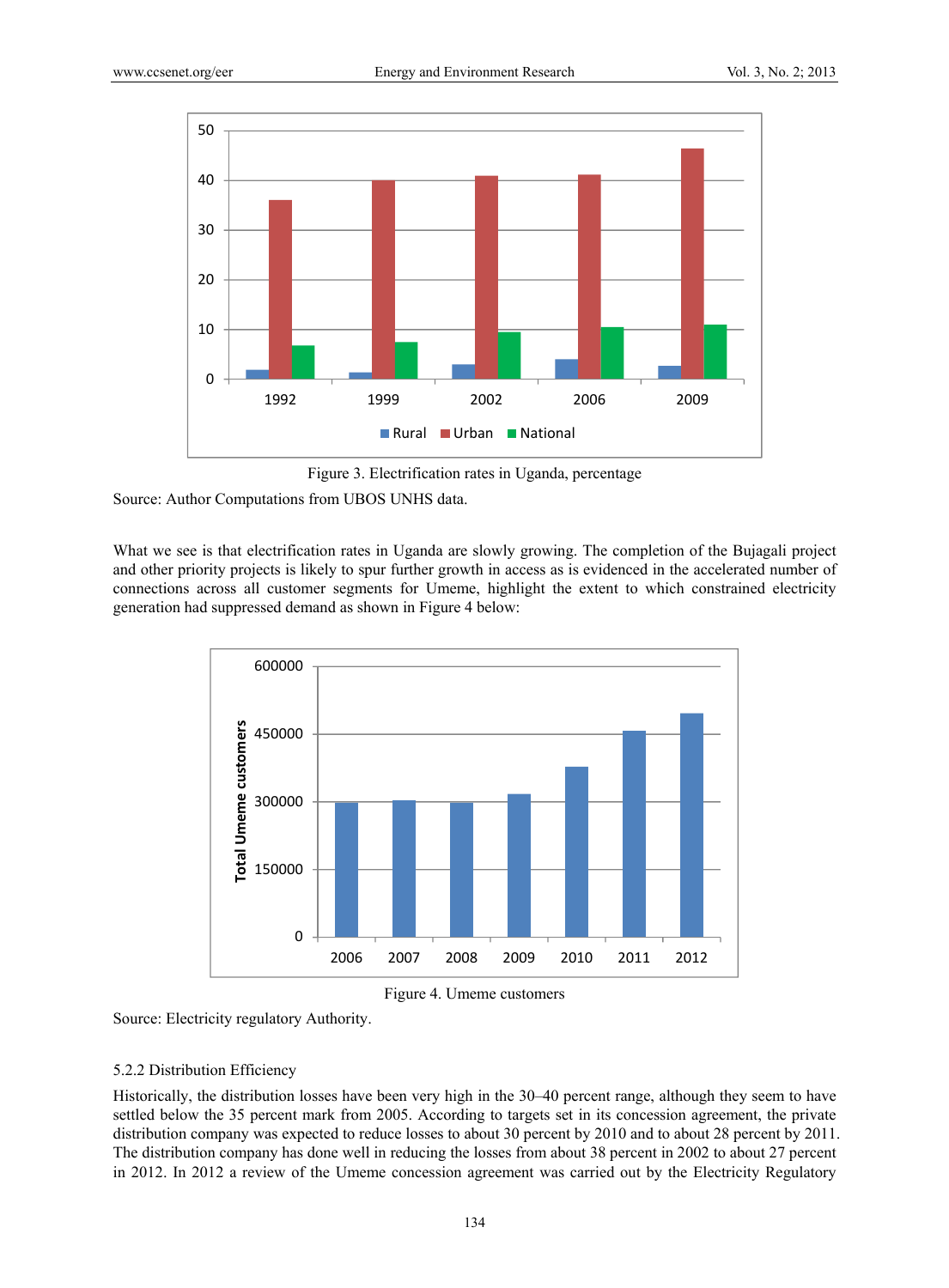Figure 3. Electrification rates in Uganda, percentage

Source: Author Computations from UBOS UNHS data.

What we see is that electrification rates in Uganda are slowly growing. The completion of the Bujagali project and other priority projects is likely to spur further growth in access as is evidenced in the accelerated number of connections across all customer segments for Umeme, highlight the extent to which constrained electricity generation had suppressed demand as shown in Figure 4 below:

Figure 4. Umeme customers

Source: Electricity regulatory Authority.

### 5.2.2 Distribution Efficiency

Historically, the distribution losses have been very high in the 30–40 percent range, although they seem to have settled below the 35 percent mark from 2005. According to targets set in its concession agreement, the private distribution company was expected to reduce losses to about 30 percent by 2010 and to about 28 percent by 2011. The distribution company has done well in reducing the losses from about 38 percent in 2002 to about 27 percent in 2012. In 2012 a review of the Umeme concession agreement was carried out by the Electricity Regulatory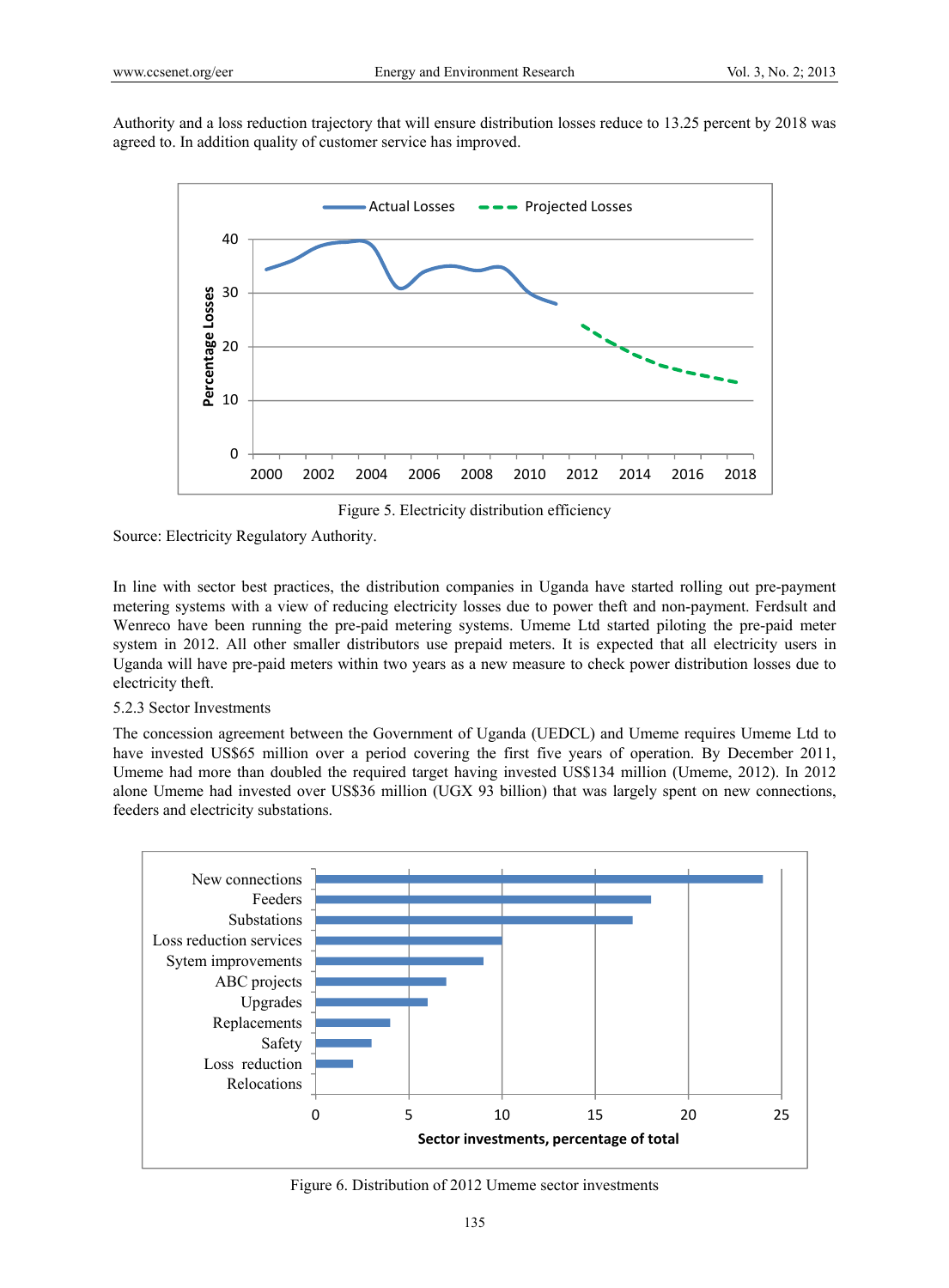Authority and a loss reduction trajectory that will ensure distribution losses reduce to 13.25 percent by 2018 was agreed to. In addition quality of customer service has improved.

Figure 5. Electricity distribution efficiency

Source: Electricity Regulatory Authority.

In line with sector best practices, the distribution companies in Uganda have started rolling out pre-payment metering systems with a view of reducing electricity losses due to power theft and non-payment. Ferdsult and Wenreco have been running the pre-paid metering systems. Umeme Ltd started piloting the pre-paid meter system in 2012. All other smaller distributors use prepaid meters. It is expected that all electricity users in Uganda will have pre-paid meters within two years as a new measure to check power distribution losses due to electricity theft.

### 5.2.3 Sector Investments

The concession agreement between the Government of Uganda (UEDCL) and Umeme requires Umeme Ltd to have invested US$65 million over a period covering the first five years of operation. By December 2011, Umeme had more than doubled the required target having invested US$134 million (Umeme, 2012). In 2012 alone Umeme had invested over US$36 million (UGX 93 billion) that was largely spent on new connections, feeders and electricity substations.

Figure 6. Distribution of 2012 Umeme sector investments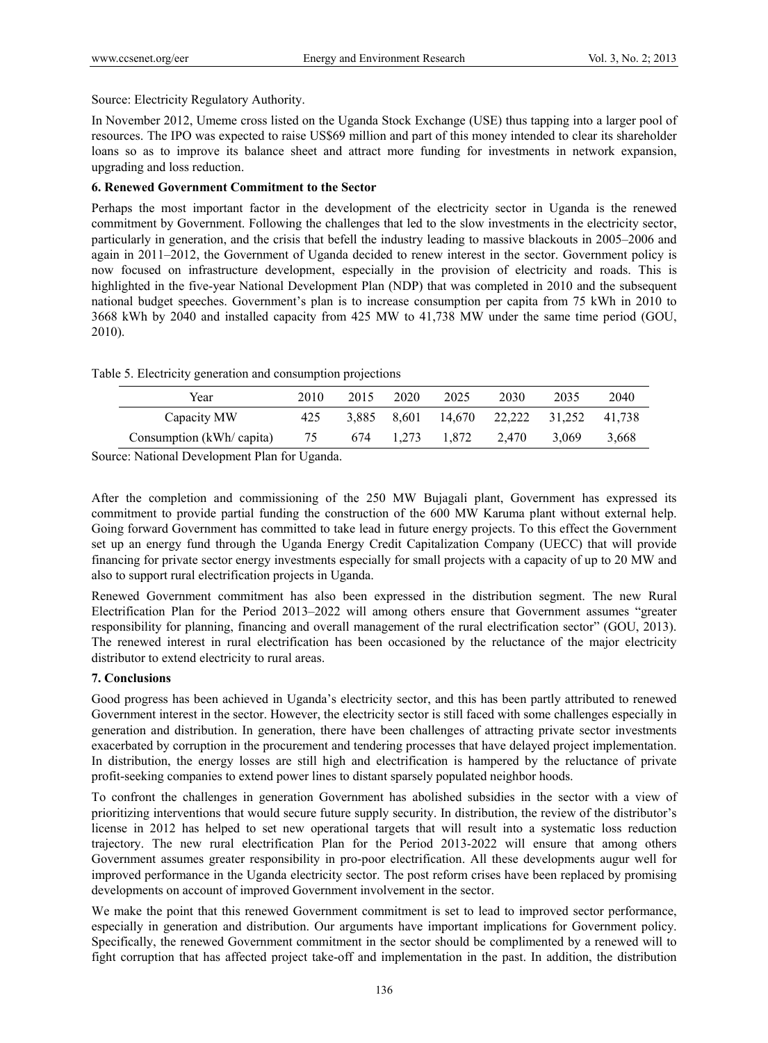Source: Electricity Regulatory Authority.

In November 2012, Umeme cross listed on the Uganda Stock Exchange (USE) thus tapping into a larger pool of resources. The IPO was expected to raise US$69 million and part of this money intended to clear its shareholder loans so as to improve its balance sheet and attract more funding for investments in network expansion, upgrading and loss reduction.

## 6. Renewed Government Commitment to the Sector

Perhaps the most important factor in the development of the electricity sector in Uganda is the renewed commitment by Government. Following the challenges that led to the slow investments in the electricity sector, particularly in generation, and the crisis that befell the industry leading to massive blackouts in 2005–2006 and again in 2011–2012, the Government of Uganda decided to renew interest in the sector. Government policy is now focused on infrastructure development, especially in the provision of electricity and roads. This is highlighted in the five-year National Development Plan (NDP) that was completed in 2010 and the subsequent national budget speeches. Government's plan is to increase consumption per capita from 75 kWh in 2010 to 3668 kWh by 2040 and installed capacity from 425 MW to 41,738 MW under the same time period (GOU, 2010).

Table 5. Electricity generation and consumption projections

| Year | 2010 | 2015 | 2020 | 2025 | 2030 | 2035 | 2040 |
|---|---|---|---|---|---|---|---|
| Capacity MW | 425 | 3,885 | 8,601 | 14,670 | 22,222 | 31,252 | 41,738 |
| Consumption (kWh/ capita) | 75 | 674 | 1,273 | 1,872 | 2,470 | 3,069 | 3,668 |

Source: National Development Plan for Uganda.

After the completion and commissioning of the 250 MW Bujagali plant, Government has expressed its commitment to provide partial funding the construction of the 600 MW Karuma plant without external help. Going forward Government has committed to take lead in future energy projects. To this effect the Government set up an energy fund through the Uganda Energy Credit Capitalization Company (UECC) that will provide financing for private sector energy investments especially for small projects with a capacity of up to 20 MW and also to support rural electrification projects in Uganda.

Renewed Government commitment has also been expressed in the distribution segment. The new Rural Electrification Plan for the Period 2013–2022 will among others ensure that Government assumes "greater responsibility for planning, financing and overall management of the rural electrification sector" (GOU, 2013). The renewed interest in rural electrification has been occasioned by the reluctance of the major electricity distributor to extend electricity to rural areas.

## 7. Conclusions

Good progress has been achieved in Uganda's electricity sector, and this has been partly attributed to renewed Government interest in the sector. However, the electricity sector is still faced with some challenges especially in generation and distribution. In generation, there have been challenges of attracting private sector investments exacerbated by corruption in the procurement and tendering processes that have delayed project implementation. In distribution, the energy losses are still high and electrification is hampered by the reluctance of private profit-seeking companies to extend power lines to distant sparsely populated neighbor hoods.

To confront the challenges in generation Government has abolished subsidies in the sector with a view of prioritizing interventions that would secure future supply security. In distribution, the review of the distributor's license in 2012 has helped to set new operational targets that will result into a systematic loss reduction trajectory. The new rural electrification Plan for the Period 2013-2022 will ensure that among others Government assumes greater responsibility in pro-poor electrification. All these developments augur well for improved performance in the Uganda electricity sector. The post reform crises have been replaced by promising developments on account of improved Government involvement in the sector.

We make the point that this renewed Government commitment is set to lead to improved sector performance, especially in generation and distribution. Our arguments have important implications for Government policy. Specifically, the renewed Government commitment in the sector should be complimented by a renewed will to fight corruption that has affected project take-off and implementation in the past. In addition, the distribution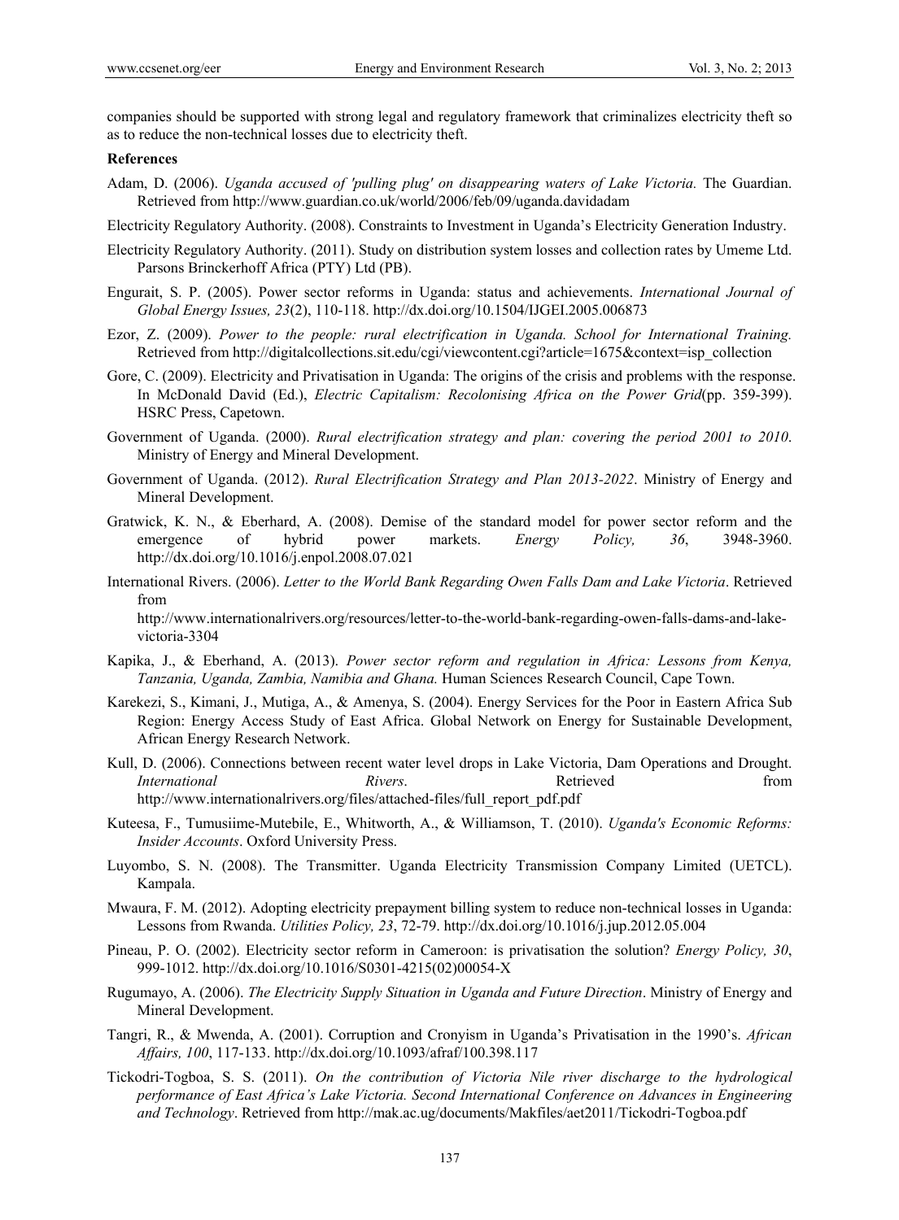companies should be supported with strong legal and regulatory framework that criminalizes electricity theft so as to reduce the non-technical losses due to electricity theft.

**References**

Adam, D. (2006). *Uganda accused of 'pulling plug' on disappearing waters of Lake Victoria.* The Guardian. Retrieved from http://www.guardian.co.uk/world/2006/feb/09/uganda.davidadam

Electricity Regulatory Authority. (2008). Constraints to Investment in Uganda's Electricity Generation Industry.

Electricity Regulatory Authority. (2011). Study on distribution system losses and collection rates by Umeme Ltd. Parsons Brinckerhoff Africa (PTY) Ltd (PB).

Engurait, S. P. (2005). Power sector reforms in Uganda: status and achievements. *International Journal of Global Energy Issues, 23*(2), 110-118. http://dx.doi.org/10.1504/IJGEI.2005.006873

Ezor, Z. (2009). *Power to the people: rural electrification in Uganda. School for International Training.* Retrieved from http://digitalcollections.sit.edu/cgi/viewcontent.cgi?article=1675&context=isp_collection

Gore, C. (2009). Electricity and Privatisation in Uganda: The origins of the crisis and problems with the response. In McDonald David (Ed.), *Electric Capitalism: Recolonising Africa on the Power Grid*(pp. 359-399). HSRC Press, Capetown.

Government of Uganda. (2000). *Rural electrification strategy and plan: covering the period 2001 to 2010*. Ministry of Energy and Mineral Development.

Government of Uganda. (2012). *Rural Electrification Strategy and Plan 2013-2022*. Ministry of Energy and Mineral Development.

Gratwick, K. N., & Eberhard, A. (2008). Demise of the standard model for power sector reform and the emergence of hybrid power markets. *Energy Policy, 36*, 3948-3960. http://dx.doi.org/10.1016/j.enpol.2008.07.021

International Rivers. (2006). *Letter to the World Bank Regarding Owen Falls Dam and Lake Victoria*. Retrieved from http://www.internationalrivers.org/resources/letter-to-the-world-bank-regarding-owen-falls-dams-and-lake-victoria-3304

Kapika, J., & Eberhand, A. (2013). *Power sector reform and regulation in Africa: Lessons from Kenya, Tanzania, Uganda, Zambia, Namibia and Ghana.* Human Sciences Research Council, Cape Town.

Karekezi, S., Kimani, J., Mutiga, A., & Amenya, S. (2004). Energy Services for the Poor in Eastern Africa Sub Region: Energy Access Study of East Africa. Global Network on Energy for Sustainable Development, African Energy Research Network.

Kull, D. (2006). Connections between recent water level drops in Lake Victoria, Dam Operations and Drought. *International Rivers*. Retrieved from http://www.internationalrivers.org/files/attached-files/full_report_pdf.pdf

Kuteesa, F., Tumusiime-Mutebile, E., Whitworth, A., & Williamson, T. (2010). *Uganda's Economic Reforms: Insider Accounts*. Oxford University Press.

Luyombo, S. N. (2008). The Transmitter. Uganda Electricity Transmission Company Limited (UETCL). Kampala.

Mwaura, F. M. (2012). Adopting electricity prepayment billing system to reduce non-technical losses in Uganda: Lessons from Rwanda. *Utilities Policy, 23*, 72-79. http://dx.doi.org/10.1016/j.jup.2012.05.004

Pineau, P. O. (2002). Electricity sector reform in Cameroon: is privatisation the solution? *Energy Policy, 30*, 999-1012. http://dx.doi.org/10.1016/S0301-4215(02)00054-X

Rugumayo, A. (2006). *The Electricity Supply Situation in Uganda and Future Direction*. Ministry of Energy and Mineral Development.

Tangri, R., & Mwenda, A. (2001). Corruption and Cronyism in Uganda's Privatisation in the 1990's. *African Affairs, 100*, 117-133. http://dx.doi.org/10.1093/afraf/100.398.117

Tickodri-Togboa, S. S. (2011). *On the contribution of Victoria Nile river discharge to the hydrological performance of East Africa's Lake Victoria. Second International Conference on Advances in Engineering and Technology*. Retrieved from http://mak.ac.ug/documents/Makfiles/aet2011/Tickodri-Togboa.pdf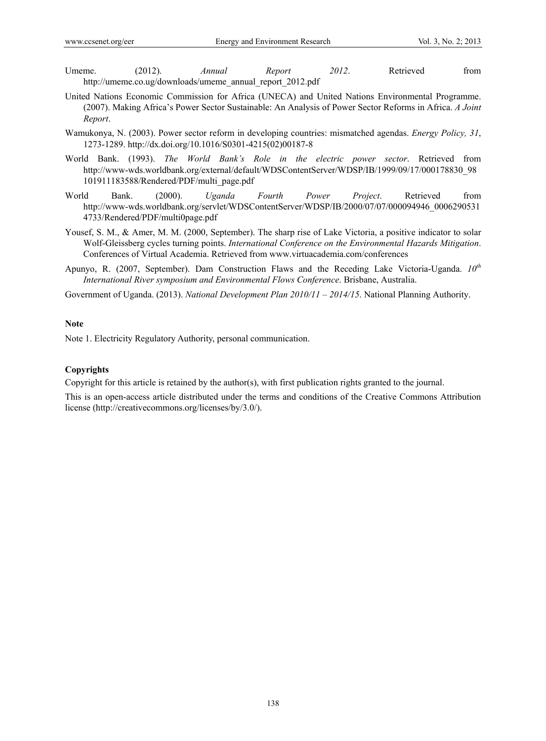Umeme. (2012). *Annual Report 2012*. Retrieved from http://umeme.co.ug/downloads/umeme_annual_report_2012.pdf

United Nations Economic Commission for Africa (UNECA) and United Nations Environmental Programme. (2007). Making Africa's Power Sector Sustainable: An Analysis of Power Sector Reforms in Africa. *A Joint Report*.

Wamukonya, N. (2003). Power sector reform in developing countries: mismatched agendas. *Energy Policy, 31*, 1273-1289. http://dx.doi.org/10.1016/S0301-4215(02)00187-8

World Bank. (1993). *The World Bank's Role in the electric power sector*. Retrieved from http://www-wds.worldbank.org/external/default/WDSContentServer/WDSP/IB/1999/09/17/000178830_98101911183588/Rendered/PDF/multi_page.pdf

World Bank. (2000). *Uganda Fourth Power Project*. Retrieved from http://www-wds.worldbank.org/servlet/WDSContentServer/WDSP/IB/2000/07/07/000094946_00062905314733/Rendered/PDF/multi0page.pdf

Yousef, S. M., & Amer, M. M. (2000, September). The sharp rise of Lake Victoria, a positive indicator to solar Wolf-Gleissberg cycles turning points. *International Conference on the Environmental Hazards Mitigation*. Conferences of Virtual Academia. Retrieved from www.virtuacademia.com/conferences

Apunyo, R. (2007, September). Dam Construction Flaws and the Receding Lake Victoria-Uganda. *10th International River symposium and Environmental Flows Conference*. Brisbane, Australia.

Government of Uganda. (2013). *National Development Plan 2010/11 – 2014/15*. National Planning Authority.

**Note**

Note 1. Electricity Regulatory Authority, personal communication.

**Copyrights**

Copyright for this article is retained by the author(s), with first publication rights granted to the journal.

This is an open-access article distributed under the terms and conditions of the Creative Commons Attribution license (http://creativecommons.org/licenses/by/3.0/).